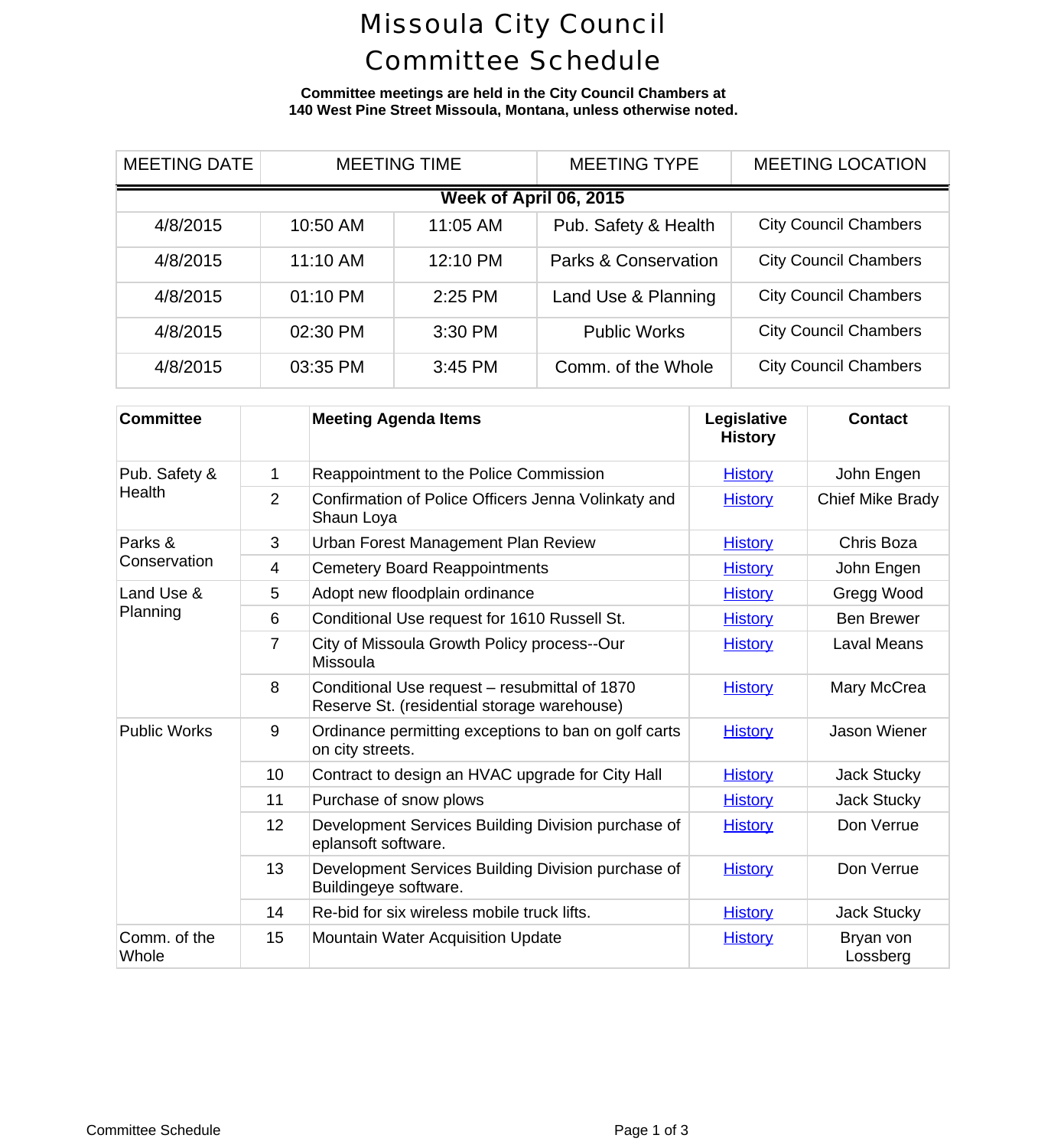# Missoula City Council Committee Schedule

**Committee meetings are held in the City Council Chambers at 140 West Pine Street Missoula, Montana, unless otherwise noted.**

| MEETING DATE | MEETING TIME | | MEETING TYPE | MEETING LOCATION |
|---|---|---|---|---|
| **Week of April 06, 2015** | | | | |
| 4/8/2015 | 10:50 AM | 11:05 AM | Pub. Safety & Health | City Council Chambers |
| 4/8/2015 | 11:10 AM | 12:10 PM | Parks & Conservation | City Council Chambers |
| 4/8/2015 | 01:10 PM | 2:25 PM | Land Use & Planning | City Council Chambers |
| 4/8/2015 | 02:30 PM | 3:30 PM | Public Works | City Council Chambers |
| 4/8/2015 | 03:35 PM | 3:45 PM | Comm. of the Whole | City Council Chambers |

| Committee | | Meeting Agenda Items | Legislative History | Contact |
|---|---|---|---|---|
| Pub. Safety & Health | 1 | Reappointment to the Police Commission | History | John Engen |
| | 2 | Confirmation of Police Officers Jenna Volinkaty and Shaun Loya | History | Chief Mike Brady |
| Parks & Conservation | 3 | Urban Forest Management Plan Review | History | Chris Boza |
| | 4 | Cemetery Board Reappointments | History | John Engen |
| Land Use & Planning | 5 | Adopt new floodplain ordinance | History | Gregg Wood |
| | 6 | Conditional Use request for 1610 Russell St. | History | Ben Brewer |
| | 7 | City of Missoula Growth Policy process--Our Missoula | History | Laval Means |
| | 8 | Conditional Use request – resubmittal of 1870 Reserve St. (residential storage warehouse) | History | Mary McCrea |
| Public Works | 9 | Ordinance permitting exceptions to ban on golf carts on city streets. | History | Jason Wiener |
| | 10 | Contract to design an HVAC upgrade for City Hall | History | Jack Stucky |
| | 11 | Purchase of snow plows | History | Jack Stucky |
| | 12 | Development Services Building Division purchase of eplansoft software. | History | Don Verrue |
| | 13 | Development Services Building Division purchase of Buildingeye software. | History | Don Verrue |
| | 14 | Re-bid for six wireless mobile truck lifts. | History | Jack Stucky |
| Comm. of the Whole | 15 | Mountain Water Acquisition Update | History | Bryan von Lossberg |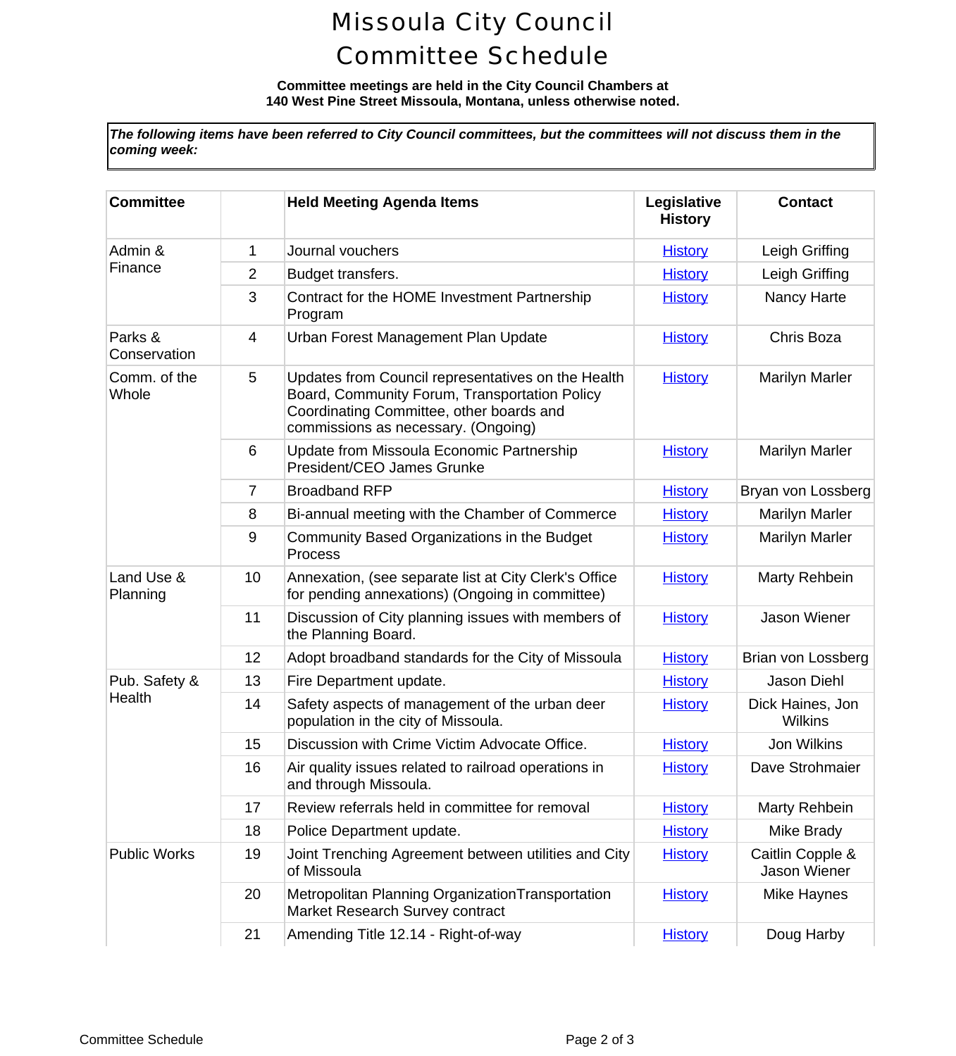# Missoula City Council Committee Schedule

**Committee meetings are held in the City Council Chambers at 140 West Pine Street Missoula, Montana, unless otherwise noted.**

***The following items have been referred to City Council committees, but the committees will not discuss them in the coming week:***

| Committee | | Held Meeting Agenda Items | Legislative History | Contact |
|---|---|---|---|---|
| Admin & Finance | 1 | Journal vouchers | History | Leigh Griffing |
| | 2 | Budget transfers. | History | Leigh Griffing |
| | 3 | Contract for the HOME Investment Partnership Program | History | Nancy Harte |
| Parks & Conservation | 4 | Urban Forest Management Plan Update | History | Chris Boza |
| Comm. of the Whole | 5 | Updates from Council representatives on the Health Board, Community Forum, Transportation Policy Coordinating Committee, other boards and commissions as necessary. (Ongoing) | History | Marilyn Marler |
| | 6 | Update from Missoula Economic Partnership President/CEO James Grunke | History | Marilyn Marler |
| | 7 | Broadband RFP | History | Bryan von Lossberg |
| | 8 | Bi-annual meeting with the Chamber of Commerce | History | Marilyn Marler |
| | 9 | Community Based Organizations in the Budget Process | History | Marilyn Marler |
| Land Use & Planning | 10 | Annexation, (see separate list at City Clerk's Office for pending annexations) (Ongoing in committee) | History | Marty Rehbein |
| | 11 | Discussion of City planning issues with members of the Planning Board. | History | Jason Wiener |
| | 12 | Adopt broadband standards for the City of Missoula | History | Brian von Lossberg |
| Pub. Safety & Health | 13 | Fire Department update. | History | Jason Diehl |
| | 14 | Safety aspects of management of the urban deer population in the city of Missoula. | History | Dick Haines, Jon Wilkins |
| | 15 | Discussion with Crime Victim Advocate Office. | History | Jon Wilkins |
| | 16 | Air quality issues related to railroad operations in and through Missoula. | History | Dave Strohmaier |
| | 17 | Review referrals held in committee for removal | History | Marty Rehbein |
| | 18 | Police Department update. | History | Mike Brady |
| Public Works | 19 | Joint Trenching Agreement between utilities and City of Missoula | History | Caitlin Copple & Jason Wiener |
| | 20 | Metropolitan Planning OrganizationTransportation Market Research Survey contract | History | Mike Haynes |
| | 21 | Amending Title 12.14 - Right-of-way | History | Doug Harby |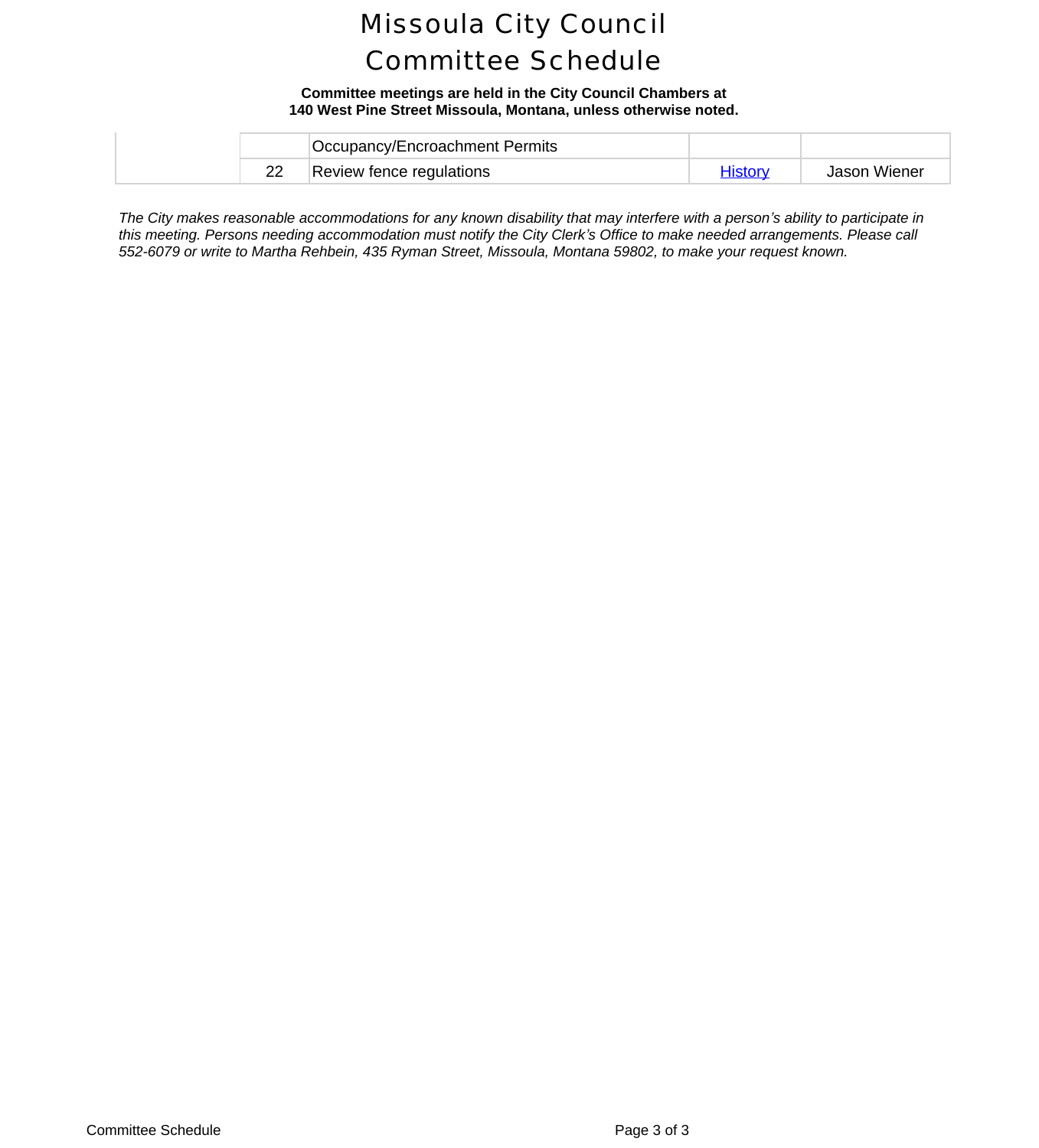# Missoula City Council
# Committee Schedule

**Committee meetings are held in the City Council Chambers at 140 West Pine Street Missoula, Montana, unless otherwise noted.**

| | | | | |
|---|---|---|---|---|
| | | Occupancy/Encroachment Permits | | |
| | 22 | Review fence regulations | History | Jason Wiener |

*The City makes reasonable accommodations for any known disability that may interfere with a person's ability to participate in this meeting. Persons needing accommodation must notify the City Clerk's Office to make needed arrangements. Please call 552-6079 or write to Martha Rehbein, 435 Ryman Street, Missoula, Montana 59802, to make your request known.*